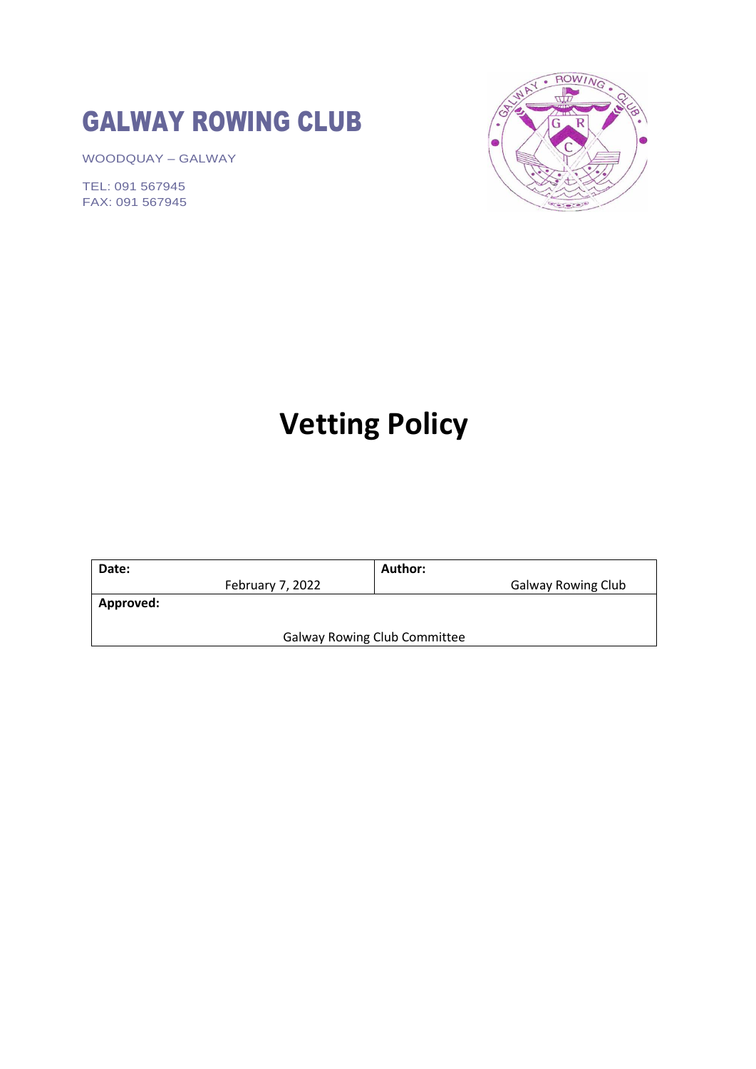# GALWAY ROWING CLUB

WOODQUAY – GALWAY

TEL: 091 567945
FAX: 091 567945

# Vetting Policy

| **Date:** February 7, 2022 | **Author:** Galway Rowing Club |
|---|---|
| **Approved:** Galway Rowing Club Committee | |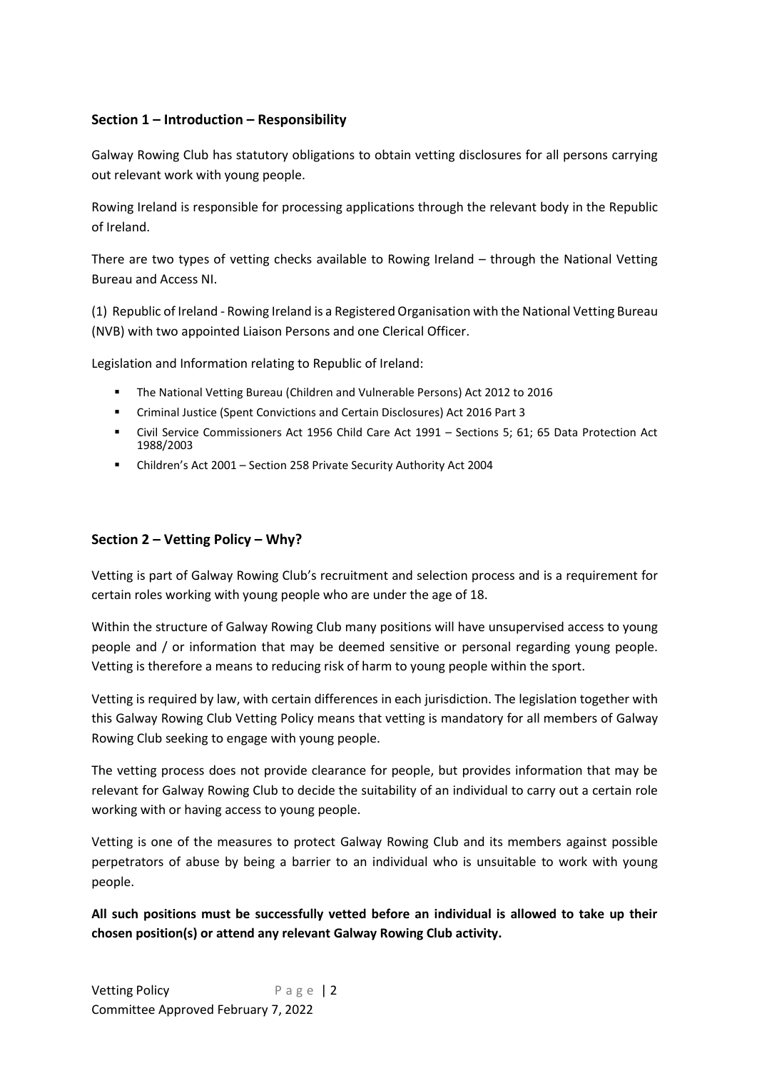## Section 1 – Introduction – Responsibility

Galway Rowing Club has statutory obligations to obtain vetting disclosures for all persons carrying out relevant work with young people.

Rowing Ireland is responsible for processing applications through the relevant body in the Republic of Ireland.

There are two types of vetting checks available to Rowing Ireland – through the National Vetting Bureau and Access NI.

(1) Republic of Ireland - Rowing Ireland is a Registered Organisation with the National Vetting Bureau (NVB) with two appointed Liaison Persons and one Clerical Officer.

Legislation and Information relating to Republic of Ireland:

- The National Vetting Bureau (Children and Vulnerable Persons) Act 2012 to 2016
- Criminal Justice (Spent Convictions and Certain Disclosures) Act 2016 Part 3
- Civil Service Commissioners Act 1956 Child Care Act 1991 – Sections 5; 61; 65 Data Protection Act 1988/2003
- Children's Act 2001 – Section 258 Private Security Authority Act 2004

## Section 2 – Vetting Policy – Why?

Vetting is part of Galway Rowing Club's recruitment and selection process and is a requirement for certain roles working with young people who are under the age of 18.

Within the structure of Galway Rowing Club many positions will have unsupervised access to young people and / or information that may be deemed sensitive or personal regarding young people. Vetting is therefore a means to reducing risk of harm to young people within the sport.

Vetting is required by law, with certain differences in each jurisdiction. The legislation together with this Galway Rowing Club Vetting Policy means that vetting is mandatory for all members of Galway Rowing Club seeking to engage with young people.

The vetting process does not provide clearance for people, but provides information that may be relevant for Galway Rowing Club to decide the suitability of an individual to carry out a certain role working with or having access to young people.

Vetting is one of the measures to protect Galway Rowing Club and its members against possible perpetrators of abuse by being a barrier to an individual who is unsuitable to work with young people.

**All such positions must be successfully vetted before an individual is allowed to take up their chosen position(s) or attend any relevant Galway Rowing Club activity.**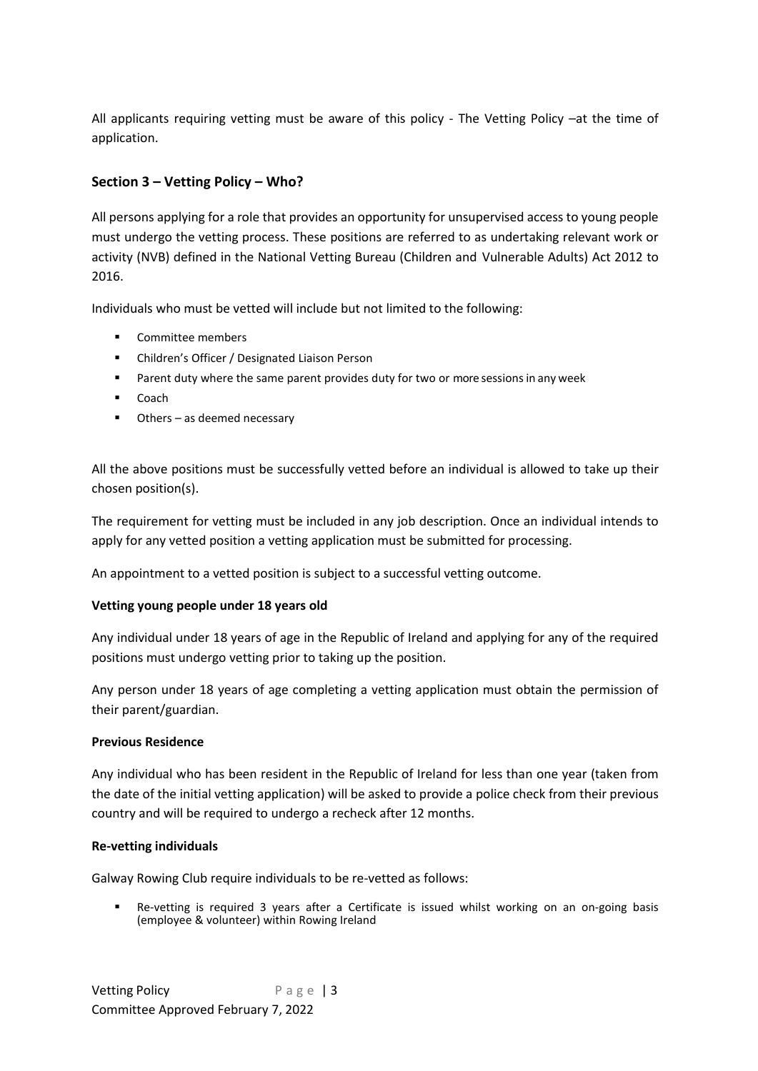All applicants requiring vetting must be aware of this policy - The Vetting Policy –at the time of application.

## Section 3 – Vetting Policy – Who?

All persons applying for a role that provides an opportunity for unsupervised access to young people must undergo the vetting process. These positions are referred to as undertaking relevant work or activity (NVB) defined in the National Vetting Bureau (Children and Vulnerable Adults) Act 2012 to 2016.

Individuals who must be vetted will include but not limited to the following:

- Committee members
- Children's Officer / Designated Liaison Person
- Parent duty where the same parent provides duty for two or more sessions in any week
- Coach
- Others – as deemed necessary

All the above positions must be successfully vetted before an individual is allowed to take up their chosen position(s).

The requirement for vetting must be included in any job description. Once an individual intends to apply for any vetted position a vetting application must be submitted for processing.

An appointment to a vetted position is subject to a successful vetting outcome.

**Vetting young people under 18 years old**

Any individual under 18 years of age in the Republic of Ireland and applying for any of the required positions must undergo vetting prior to taking up the position.

Any person under 18 years of age completing a vetting application must obtain the permission of their parent/guardian.

**Previous Residence**

Any individual who has been resident in the Republic of Ireland for less than one year (taken from the date of the initial vetting application) will be asked to provide a police check from their previous country and will be required to undergo a recheck after 12 months.

**Re-vetting individuals**

Galway Rowing Club require individuals to be re-vetted as follows:

- Re-vetting is required 3 years after a Certificate is issued whilst working on an on-going basis (employee & volunteer) within Rowing Ireland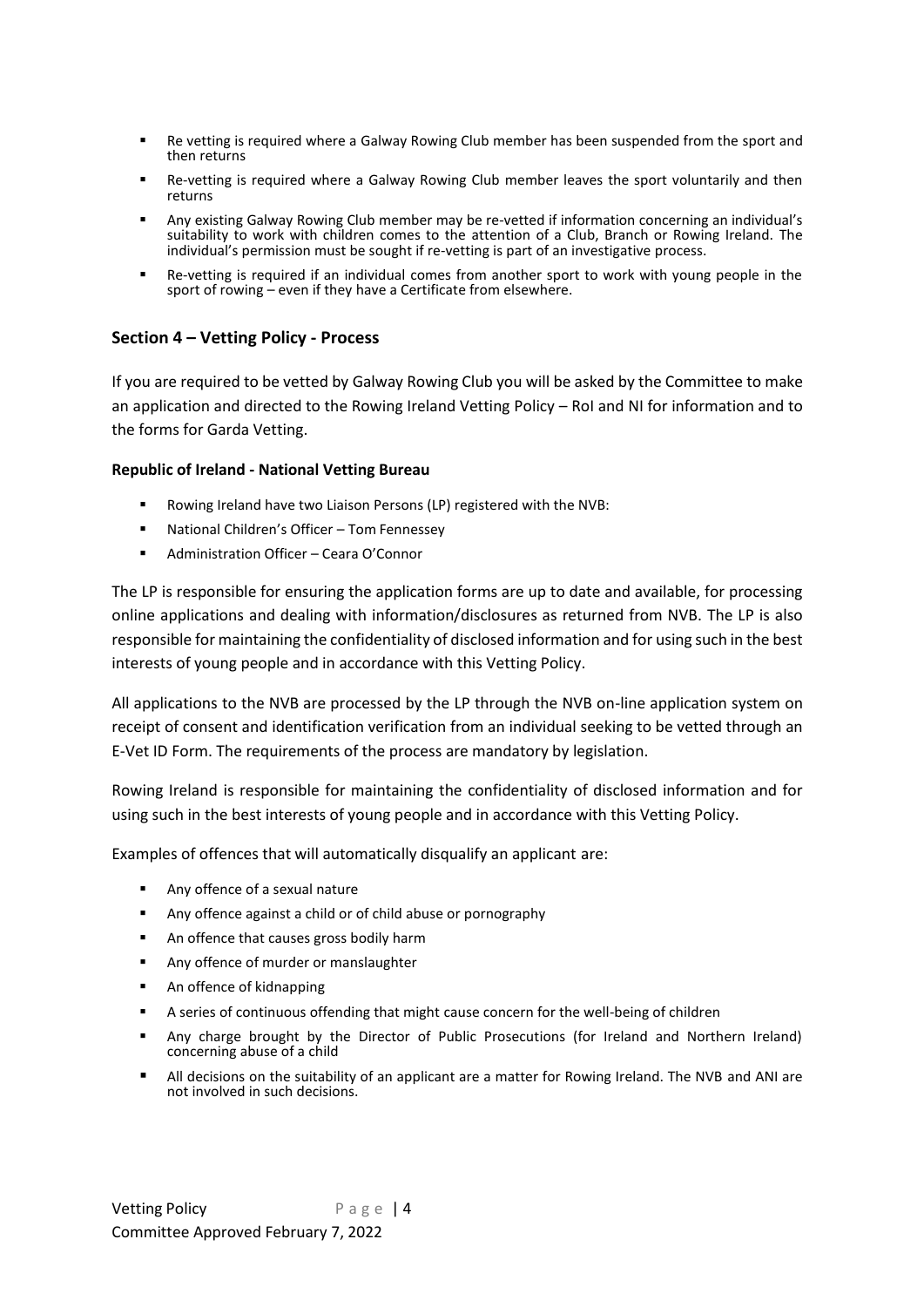- Re vetting is required where a Galway Rowing Club member has been suspended from the sport and then returns
- Re-vetting is required where a Galway Rowing Club member leaves the sport voluntarily and then returns
- Any existing Galway Rowing Club member may be re-vetted if information concerning an individual's suitability to work with children comes to the attention of a Club, Branch or Rowing Ireland. The individual's permission must be sought if re-vetting is part of an investigative process.
- Re-vetting is required if an individual comes from another sport to work with young people in the sport of rowing – even if they have a Certificate from elsewhere.

## Section 4 – Vetting Policy - Process

If you are required to be vetted by Galway Rowing Club you will be asked by the Committee to make an application and directed to the Rowing Ireland Vetting Policy – RoI and NI for information and to the forms for Garda Vetting.

**Republic of Ireland - National Vetting Bureau**

- Rowing Ireland have two Liaison Persons (LP) registered with the NVB:
- National Children's Officer – Tom Fennessey
- Administration Officer – Ceara O'Connor

The LP is responsible for ensuring the application forms are up to date and available, for processing online applications and dealing with information/disclosures as returned from NVB. The LP is also responsible for maintaining the confidentiality of disclosed information and for using such in the best interests of young people and in accordance with this Vetting Policy.

All applications to the NVB are processed by the LP through the NVB on-line application system on receipt of consent and identification verification from an individual seeking to be vetted through an E-Vet ID Form. The requirements of the process are mandatory by legislation.

Rowing Ireland is responsible for maintaining the confidentiality of disclosed information and for using such in the best interests of young people and in accordance with this Vetting Policy.

Examples of offences that will automatically disqualify an applicant are:

- Any offence of a sexual nature
- Any offence against a child or of child abuse or pornography
- An offence that causes gross bodily harm
- Any offence of murder or manslaughter
- An offence of kidnapping
- A series of continuous offending that might cause concern for the well-being of children
- Any charge brought by the Director of Public Prosecutions (for Ireland and Northern Ireland) concerning abuse of a child
- All decisions on the suitability of an applicant are a matter for Rowing Ireland. The NVB and ANI are not involved in such decisions.